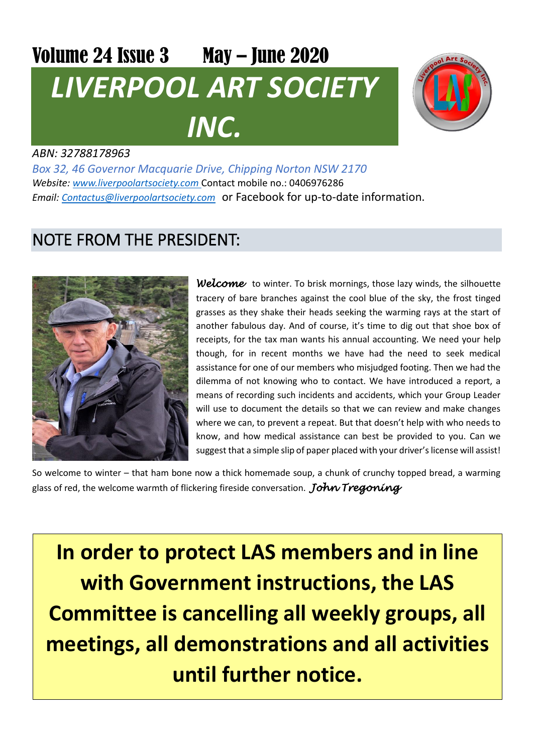Volume 24 Issue 3 May – June 2020

# *LIVERPOOL ART SOCIETY INC.*

*ABN: 32788178963*

*Box 32, 46 Governor Macquarie Drive, Chipping Norton NSW 2170*

*Website: www.liverpoolartsociety.com* Contact mobile no.: 0406976286

*Email: Contactus@liverpoolartsociety.com* or Facebook for up-to-date information.

## NOTE FROM THE PRESIDENT:

*Welcome* to winter. To brisk mornings, those lazy winds, the silhouette tracery of bare branches against the cool blue of the sky, the frost tinged grasses as they shake their heads seeking the warming rays at the start of another fabulous day. And of course, it's time to dig out that shoe box of receipts, for the tax man wants his annual accounting. We need your help though, for in recent months we have had the need to seek medical assistance for one of our members who misjudged footing. Then we had the dilemma of not knowing who to contact. We have introduced a report, a means of recording such incidents and accidents, which your Group Leader will use to document the details so that we can review and make changes where we can, to prevent a repeat. But that doesn't help with who needs to know, and how medical assistance can best be provided to you. Can we suggest that a simple slip of paper placed with your driver's license will assist!

So welcome to winter – that ham bone now a thick homemade soup, a chunk of crunchy topped bread, a warming glass of red, the welcome warmth of flickering fireside conversation. *John Tregoning*

**In order to protect LAS members and in line with Government instructions, the LAS Committee is cancelling all weekly groups, all meetings, all demonstrations and all activities until further notice.**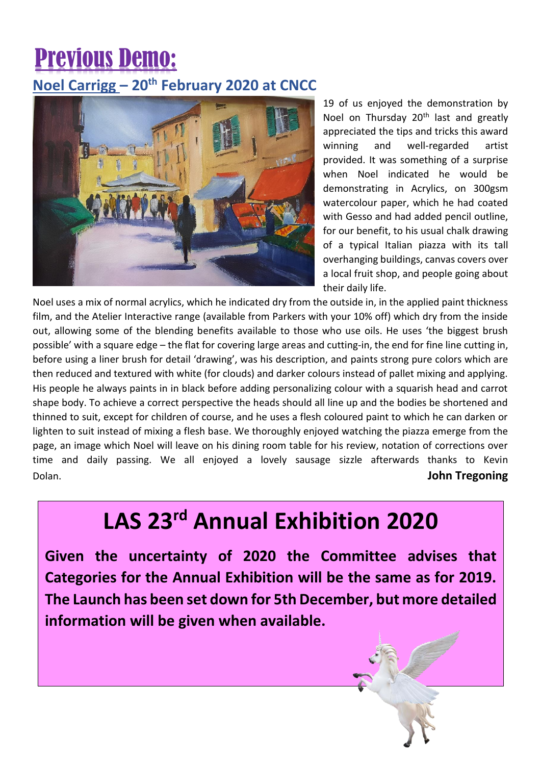# Previous Demo:

## Noel Carrigg – 20th February 2020 at CNCC

19 of us enjoyed the demonstration by Noel on Thursday 20th last and greatly appreciated the tips and tricks this award winning and well-regarded artist provided. It was something of a surprise when Noel indicated he would be demonstrating in Acrylics, on 300gsm watercolour paper, which he had coated with Gesso and had added pencil outline, for our benefit, to his usual chalk drawing of a typical Italian piazza with its tall overhanging buildings, canvas covers over a local fruit shop, and people going about their daily life.

Noel uses a mix of normal acrylics, which he indicated dry from the outside in, in the applied paint thickness film, and the Atelier Interactive range (available from Parkers with your 10% off) which dry from the inside out, allowing some of the blending benefits available to those who use oils. He uses 'the biggest brush possible' with a square edge – the flat for covering large areas and cutting-in, the end for fine line cutting in, before using a liner brush for detail 'drawing', was his description, and paints strong pure colors which are then reduced and textured with white (for clouds) and darker colours instead of pallet mixing and applying. His people he always paints in in black before adding personalizing colour with a squarish head and carrot shape body. To achieve a correct perspective the heads should all line up and the bodies be shortened and thinned to suit, except for children of course, and he uses a flesh coloured paint to which he can darken or lighten to suit instead of mixing a flesh base. We thoroughly enjoyed watching the piazza emerge from the page, an image which Noel will leave on his dining room table for his review, notation of corrections over time and daily passing. We all enjoyed a lovely sausage sizzle afterwards thanks to Kevin Dolan.

**John Tregoning**

# LAS 23rd Annual Exhibition 2020

**Given the uncertainty of 2020 the Committee advises that Categories for the Annual Exhibition will be the same as for 2019. The Launch has been set down for 5th December, but more detailed information will be given when available.**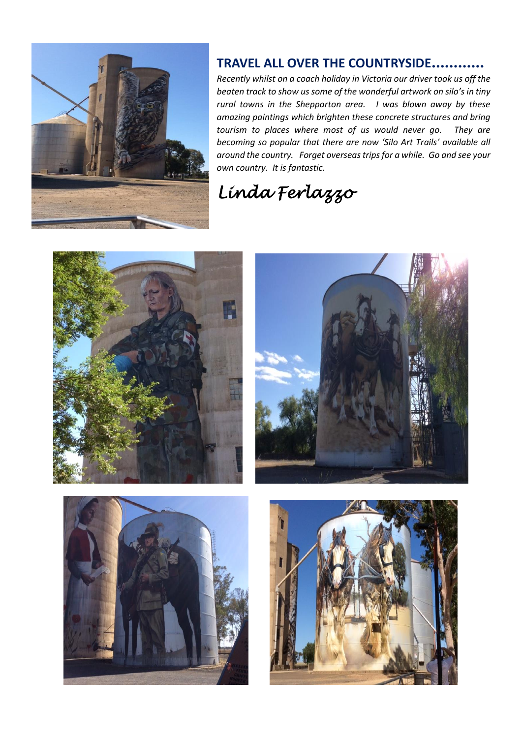## TRAVEL ALL OVER THE COUNTRYSIDE............

*Recently whilst on a coach holiday in Victoria our driver took us off the beaten track to show us some of the wonderful artwork on silo's in tiny rural towns in the Shepparton area. I was blown away by these amazing paintings which brighten these concrete structures and bring tourism to places where most of us would never go. They are becoming so popular that there are now 'Silo Art Trails' available all around the country. Forget overseas trips for a while. Go and see your own country. It is fantastic.*

*Linda Ferlazzo*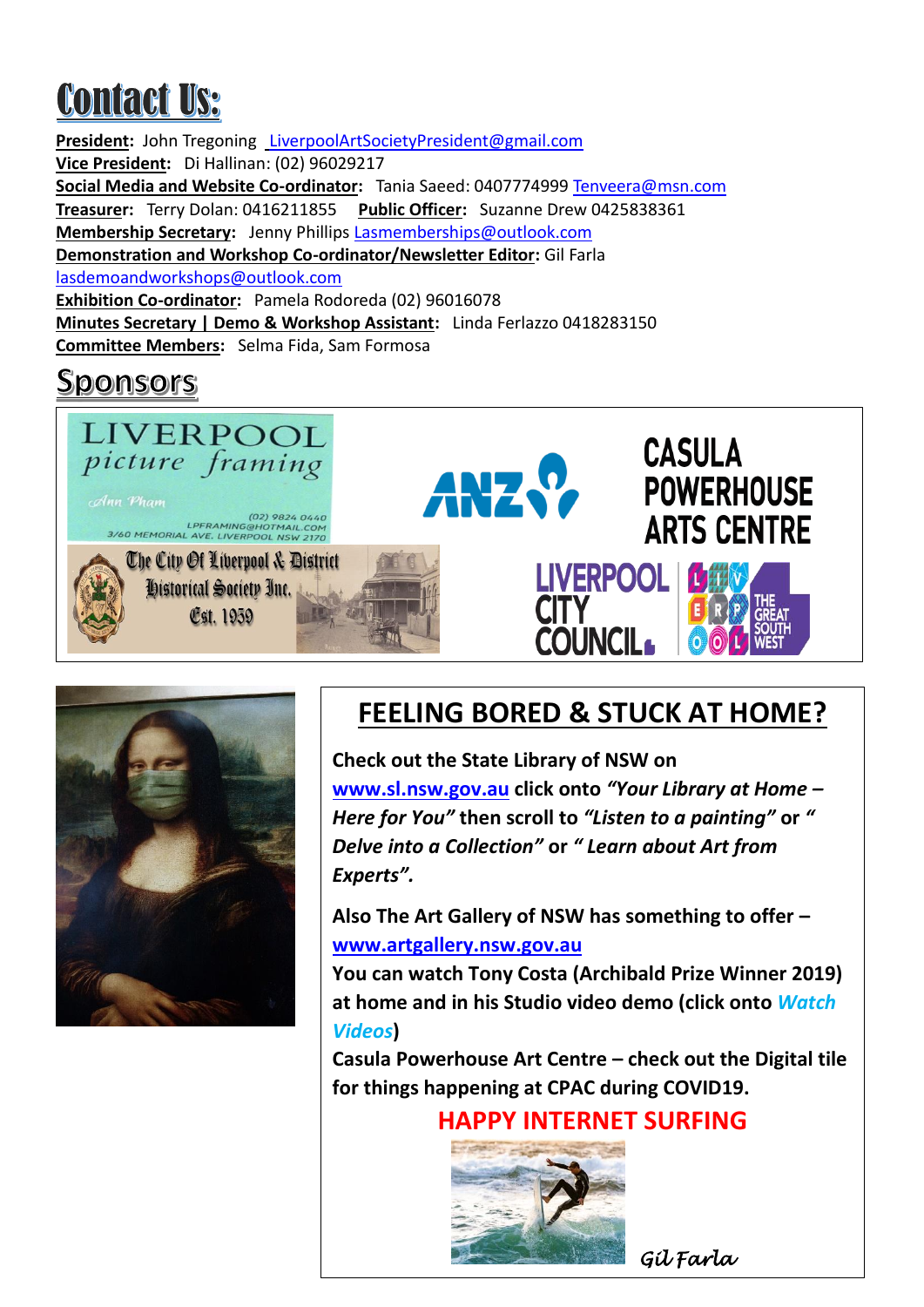# Contact Us:

**President:** John Tregoning LiverpoolArtSocietyPresident@gmail.com
**Vice President:** Di Hallinan: (02) 96029217
**Social Media and Website Co-ordinator:** Tania Saeed: 0407774999 Tenveera@msn.com
**Treasurer:** Terry Dolan: 0416211855 **Public Officer:** Suzanne Drew 0425838361
**Membership Secretary:** Jenny Phillips Lasmemberships@outlook.com
**Demonstration and Workshop Co-ordinator/Newsletter Editor:** Gil Farla lasdemoandworkshops@outlook.com
**Exhibition Co-ordinator:** Pamela Rodoreda (02) 96016078
**Minutes Secretary | Demo & Workshop Assistant:** Linda Ferlazzo 0418283150
**Committee Members:** Selma Fida, Sam Formosa

# Sponsors

LIVERPOOL picture framing
Ann Pham
(02) 9824 0440
LPFRAMING@HOTMAIL.COM
3/60 MEMORIAL AVE. LIVERPOOL NSW 2170

ANZ

CASULA POWERHOUSE ARTS CENTRE

The City Of Liverpool & District Historical Society Inc. Est. 1959

LIVERPOOL CITY COUNCIL

THE GREAT SOUTH WEST

## FEELING BORED & STUCK AT HOME?

**Check out the State Library of NSW on www.sl.nsw.gov.au click onto *"Your Library at Home – Here for You"* then scroll to *"Listen to a painting"* or *" Delve into a Collection"* or *" Learn about Art from Experts".***

**Also The Art Gallery of NSW has something to offer – www.artgallery.nsw.gov.au**

**You can watch Tony Costa (Archibald Prize Winner 2019) at home and in his Studio video demo (click onto *Watch Videos*)**

**Casula Powerhouse Art Centre – check out the Digital tile for things happening at CPAC during COVID19.**

**HAPPY INTERNET SURFING**

*Gil Farla*